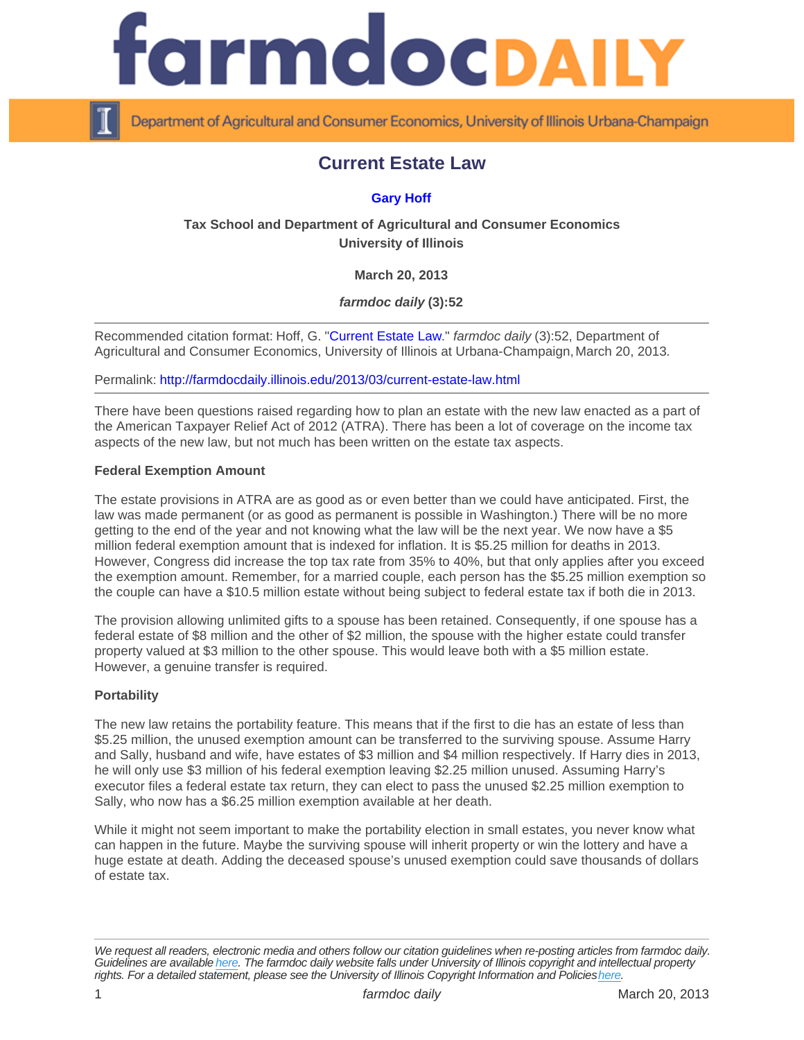# Current Estate Law

**Gary Hoff**

**Tax School and Department of Agricultural and Consumer Economics**
**University of Illinois**

**March 20, 2013**

***farmdoc daily* (3):52**

Recommended citation format: Hoff, G. "Current Estate Law." *farmdoc daily* (3):52, Department of Agricultural and Consumer Economics, University of Illinois at Urbana-Champaign, March 20, 2013.

Permalink: http://farmdocdaily.illinois.edu/2013/03/current-estate-law.html

There have been questions raised regarding how to plan an estate with the new law enacted as a part of the American Taxpayer Relief Act of 2012 (ATRA). There has been a lot of coverage on the income tax aspects of the new law, but not much has been written on the estate tax aspects.

**Federal Exemption Amount**

The estate provisions in ATRA are as good as or even better than we could have anticipated. First, the law was made permanent (or as good as permanent is possible in Washington.) There will be no more getting to the end of the year and not knowing what the law will be the next year. We now have a $5 million federal exemption amount that is indexed for inflation. It is $5.25 million for deaths in 2013. However, Congress did increase the top tax rate from 35% to 40%, but that only applies after you exceed the exemption amount. Remember, for a married couple, each person has the $5.25 million exemption so the couple can have a $10.5 million estate without being subject to federal estate tax if both die in 2013.

The provision allowing unlimited gifts to a spouse has been retained. Consequently, if one spouse has a federal estate of $8 million and the other of $2 million, the spouse with the higher estate could transfer property valued at $3 million to the other spouse. This would leave both with a $5 million estate. However, a genuine transfer is required.

**Portability**

The new law retains the portability feature. This means that if the first to die has an estate of less than $5.25 million, the unused exemption amount can be transferred to the surviving spouse. Assume Harry and Sally, husband and wife, have estates of $3 million and $4 million respectively. If Harry dies in 2013, he will only use $3 million of his federal exemption leaving $2.25 million unused. Assuming Harry's executor files a federal estate tax return, they can elect to pass the unused $2.25 million exemption to Sally, who now has a $6.25 million exemption available at her death.

While it might not seem important to make the portability election in small estates, you never know what can happen in the future. Maybe the surviving spouse will inherit property or win the lottery and have a huge estate at death. Adding the deceased spouse's unused exemption could save thousands of dollars of estate tax.

*We request all readers, electronic media and others follow our citation guidelines when re-posting articles from farmdoc daily. Guidelines are available here. The farmdoc daily website falls under University of Illinois copyright and intellectual property rights. For a detailed statement, please see the University of Illinois Copyright Information and Policies here.*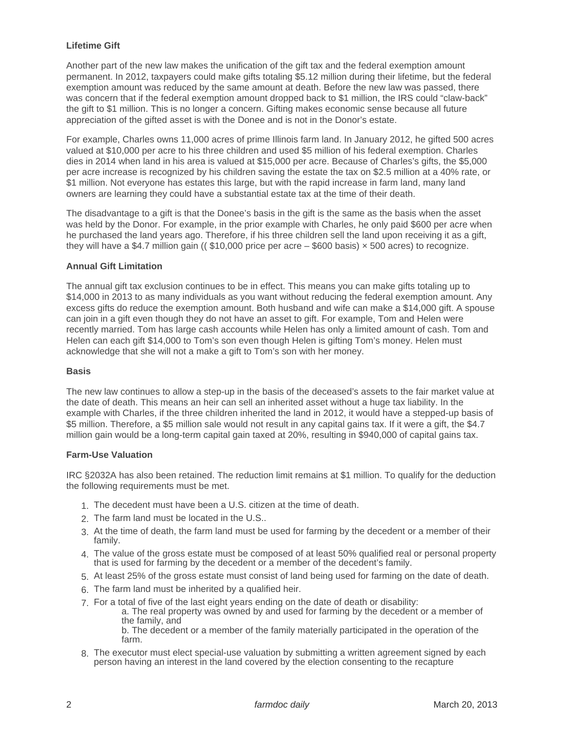### Lifetime Gift

Another part of the new law makes the unification of the gift tax and the federal exemption amount permanent. In 2012, taxpayers could make gifts totaling $5.12 million during their lifetime, but the federal exemption amount was reduced by the same amount at death. Before the new law was passed, there was concern that if the federal exemption amount dropped back to $1 million, the IRS could "claw-back" the gift to $1 million. This is no longer a concern. Gifting makes economic sense because all future appreciation of the gifted asset is with the Donee and is not in the Donor's estate.

For example, Charles owns 11,000 acres of prime Illinois farm land. In January 2012, he gifted 500 acres valued at $10,000 per acre to his three children and used $5 million of his federal exemption. Charles dies in 2014 when land in his area is valued at $15,000 per acre. Because of Charles's gifts, the $5,000 per acre increase is recognized by his children saving the estate the tax on $2.5 million at a 40% rate, or $1 million. Not everyone has estates this large, but with the rapid increase in farm land, many land owners are learning they could have a substantial estate tax at the time of their death.

The disadvantage to a gift is that the Donee's basis in the gift is the same as the basis when the asset was held by the Donor. For example, in the prior example with Charles, he only paid $600 per acre when he purchased the land years ago. Therefore, if his three children sell the land upon receiving it as a gift, they will have a $4.7 million gain (( $10,000 price per acre – $600 basis) × 500 acres) to recognize.

### Annual Gift Limitation

The annual gift tax exclusion continues to be in effect. This means you can make gifts totaling up to $14,000 in 2013 to as many individuals as you want without reducing the federal exemption amount. Any excess gifts do reduce the exemption amount. Both husband and wife can make a $14,000 gift. A spouse can join in a gift even though they do not have an asset to gift. For example, Tom and Helen were recently married. Tom has large cash accounts while Helen has only a limited amount of cash. Tom and Helen can each gift $14,000 to Tom's son even though Helen is gifting Tom's money. Helen must acknowledge that she will not a make a gift to Tom's son with her money.

### Basis

The new law continues to allow a step-up in the basis of the deceased's assets to the fair market value at the date of death. This means an heir can sell an inherited asset without a huge tax liability. In the example with Charles, if the three children inherited the land in 2012, it would have a stepped-up basis of $5 million. Therefore, a $5 million sale would not result in any capital gains tax. If it were a gift, the $4.7 million gain would be a long-term capital gain taxed at 20%, resulting in $940,000 of capital gains tax.

### Farm-Use Valuation

IRC §2032A has also been retained. The reduction limit remains at $1 million. To qualify for the deduction the following requirements must be met.

1. The decedent must have been a U.S. citizen at the time of death.
2. The farm land must be located in the U.S..
3. At the time of death, the farm land must be used for farming by the decedent or a member of their family.
4. The value of the gross estate must be composed of at least 50% qualified real or personal property that is used for farming by the decedent or a member of the decedent's family.
5. At least 25% of the gross estate must consist of land being used for farming on the date of death.
6. The farm land must be inherited by a qualified heir.
7. For a total of five of the last eight years ending on the date of death or disability:
   a. The real property was owned by and used for farming by the decedent or a member of the family, and
   b. The decedent or a member of the family materially participated in the operation of the farm.
8. The executor must elect special-use valuation by submitting a written agreement signed by each person having an interest in the land covered by the election consenting to the recapture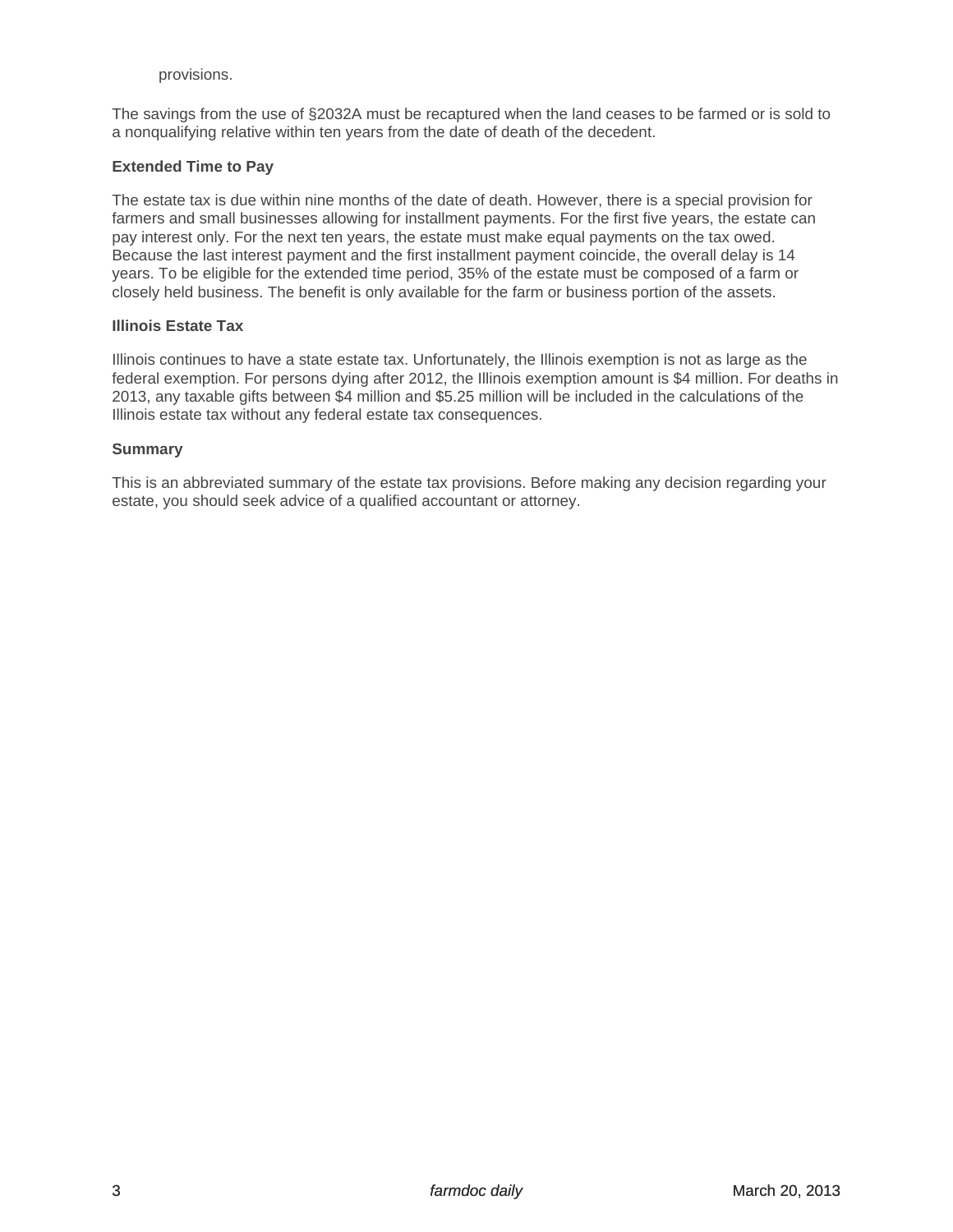provisions.

The savings from the use of §2032A must be recaptured when the land ceases to be farmed or is sold to a nonqualifying relative within ten years from the date of death of the decedent.

**Extended Time to Pay**

The estate tax is due within nine months of the date of death. However, there is a special provision for farmers and small businesses allowing for installment payments. For the first five years, the estate can pay interest only. For the next ten years, the estate must make equal payments on the tax owed. Because the last interest payment and the first installment payment coincide, the overall delay is 14 years. To be eligible for the extended time period, 35% of the estate must be composed of a farm or closely held business. The benefit is only available for the farm or business portion of the assets.

**Illinois Estate Tax**

Illinois continues to have a state estate tax. Unfortunately, the Illinois exemption is not as large as the federal exemption. For persons dying after 2012, the Illinois exemption amount is $4 million. For deaths in 2013, any taxable gifts between $4 million and $5.25 million will be included in the calculations of the Illinois estate tax without any federal estate tax consequences.

**Summary**

This is an abbreviated summary of the estate tax provisions. Before making any decision regarding your estate, you should seek advice of a qualified accountant or attorney.